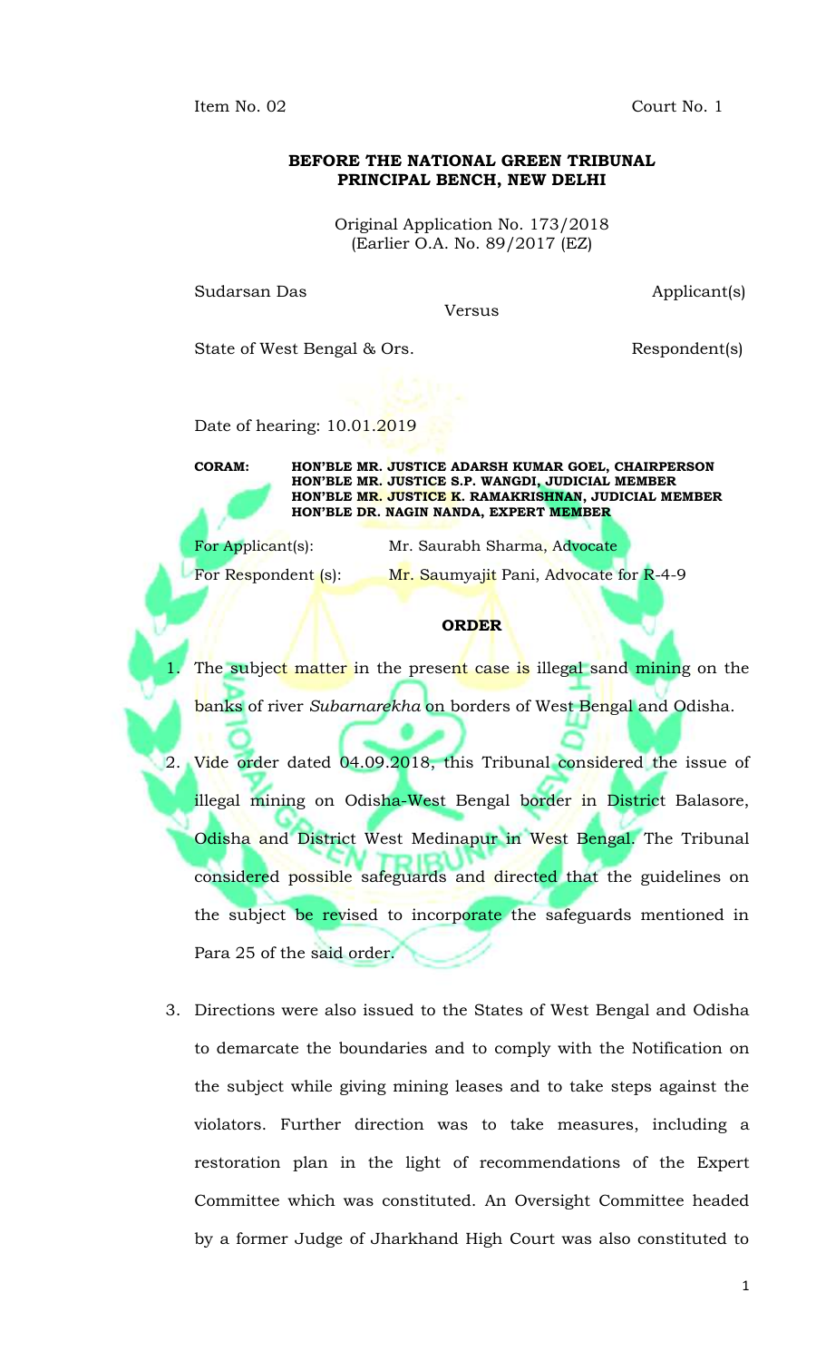Item No. 02 Court No. 1

**BEFORE THE NATIONAL GREEN TRIBUNAL**
**PRINCIPAL BENCH, NEW DELHI**

Original Application No. 173/2018
(Earlier O.A. No. 89/2017 (EZ)

Sudarsan Das Applicant(s)

Versus

State of West Bengal & Ors. Respondent(s)

Date of hearing: 10.01.2019

**CORAM: HON'BLE MR. JUSTICE ADARSH KUMAR GOEL, CHAIRPERSON**
**HON'BLE MR. JUSTICE S.P. WANGDI, JUDICIAL MEMBER**
**HON'BLE MR. JUSTICE K. RAMAKRISHNAN, JUDICIAL MEMBER**
**HON'BLE DR. NAGIN NANDA, EXPERT MEMBER**

For Applicant(s): Mr. Saurabh Sharma, Advocate

For Respondent (s): Mr. Saumyajit Pani, Advocate for R-4-9

**ORDER**

1. The subject matter in the present case is illegal sand mining on the banks of river *Subarnarekha* on borders of West Bengal and Odisha.

2. Vide order dated 04.09.2018, this Tribunal considered the issue of illegal mining on Odisha-West Bengal border in District Balasore, Odisha and District West Medinapur in West Bengal. The Tribunal considered possible safeguards and directed that the guidelines on the subject be revised to incorporate the safeguards mentioned in Para 25 of the said order.

3. Directions were also issued to the States of West Bengal and Odisha to demarcate the boundaries and to comply with the Notification on the subject while giving mining leases and to take steps against the violators. Further direction was to take measures, including a restoration plan in the light of recommendations of the Expert Committee which was constituted. An Oversight Committee headed by a former Judge of Jharkhand High Court was also constituted to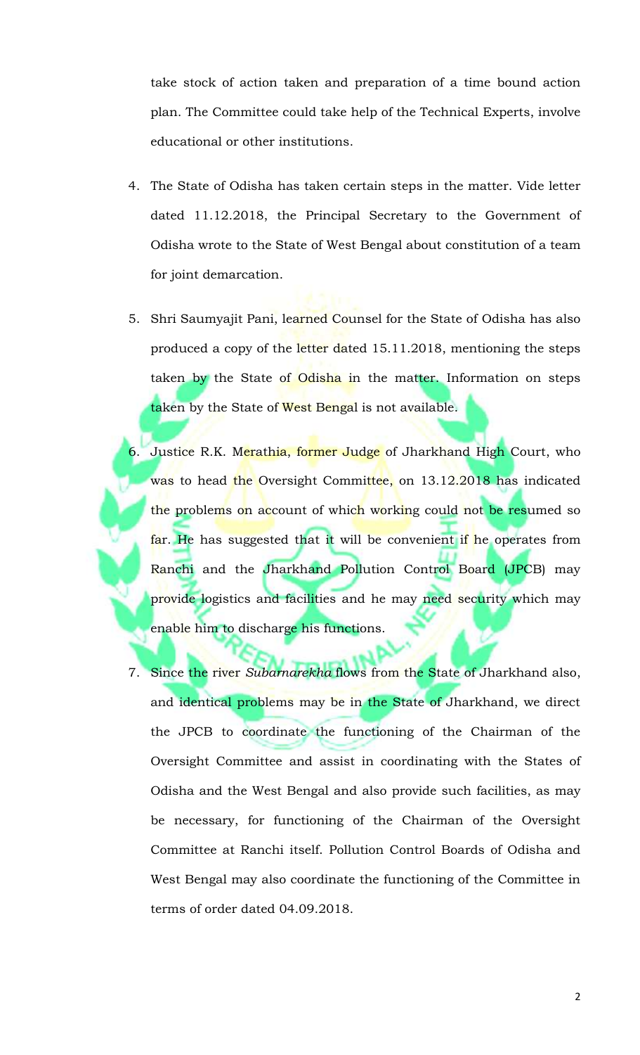take stock of action taken and preparation of a time bound action plan. The Committee could take help of the Technical Experts, involve educational or other institutions.

4. The State of Odisha has taken certain steps in the matter. Vide letter dated 11.12.2018, the Principal Secretary to the Government of Odisha wrote to the State of West Bengal about constitution of a team for joint demarcation.

5. Shri Saumyajit Pani, learned Counsel for the State of Odisha has also produced a copy of the letter dated 15.11.2018, mentioning the steps taken by the State of Odisha in the matter. Information on steps taken by the State of West Bengal is not available.

6. Justice R.K. Merathia, former Judge of Jharkhand High Court, who was to head the Oversight Committee, on 13.12.2018 has indicated the problems on account of which working could not be resumed so far. He has suggested that it will be convenient if he operates from Ranchi and the Jharkhand Pollution Control Board (JPCB) may provide logistics and facilities and he may need security which may enable him to discharge his functions.

7. Since the river *Subarnarekha* flows from the State of Jharkhand also, and identical problems may be in the State of Jharkhand, we direct the JPCB to coordinate the functioning of the Chairman of the Oversight Committee and assist in coordinating with the States of Odisha and the West Bengal and also provide such facilities, as may be necessary, for functioning of the Chairman of the Oversight Committee at Ranchi itself. Pollution Control Boards of Odisha and West Bengal may also coordinate the functioning of the Committee in terms of order dated 04.09.2018.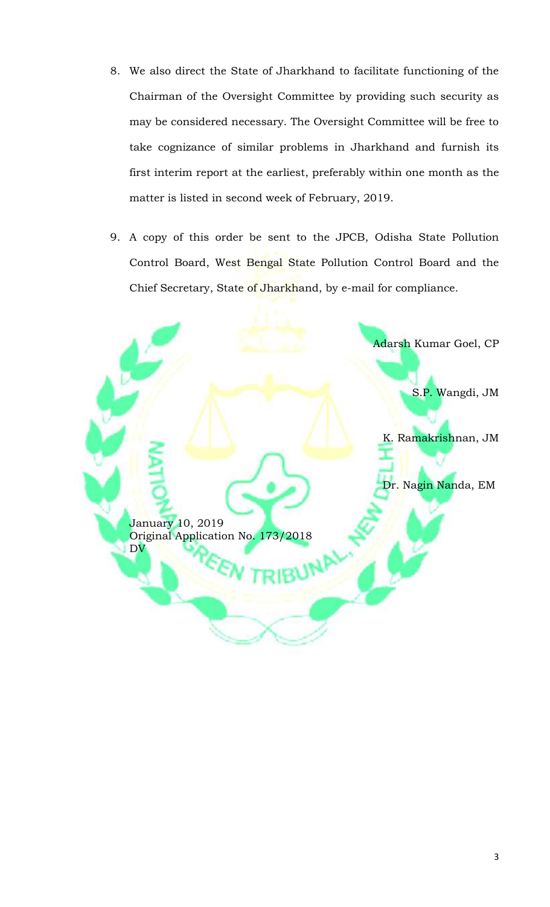8. We also direct the State of Jharkhand to facilitate functioning of the Chairman of the Oversight Committee by providing such security as may be considered necessary. The Oversight Committee will be free to take cognizance of similar problems in Jharkhand and furnish its first interim report at the earliest, preferably within one month as the matter is listed in second week of February, 2019.

9. A copy of this order be sent to the JPCB, Odisha State Pollution Control Board, West Bengal State Pollution Control Board and the Chief Secretary, State of Jharkhand, by e-mail for compliance.

Adarsh Kumar Goel, CP

S.P. Wangdi, JM

K. Ramakrishnan, JM

Dr. Nagin Nanda, EM

January 10, 2019
Original Application No. 173/2018
DV